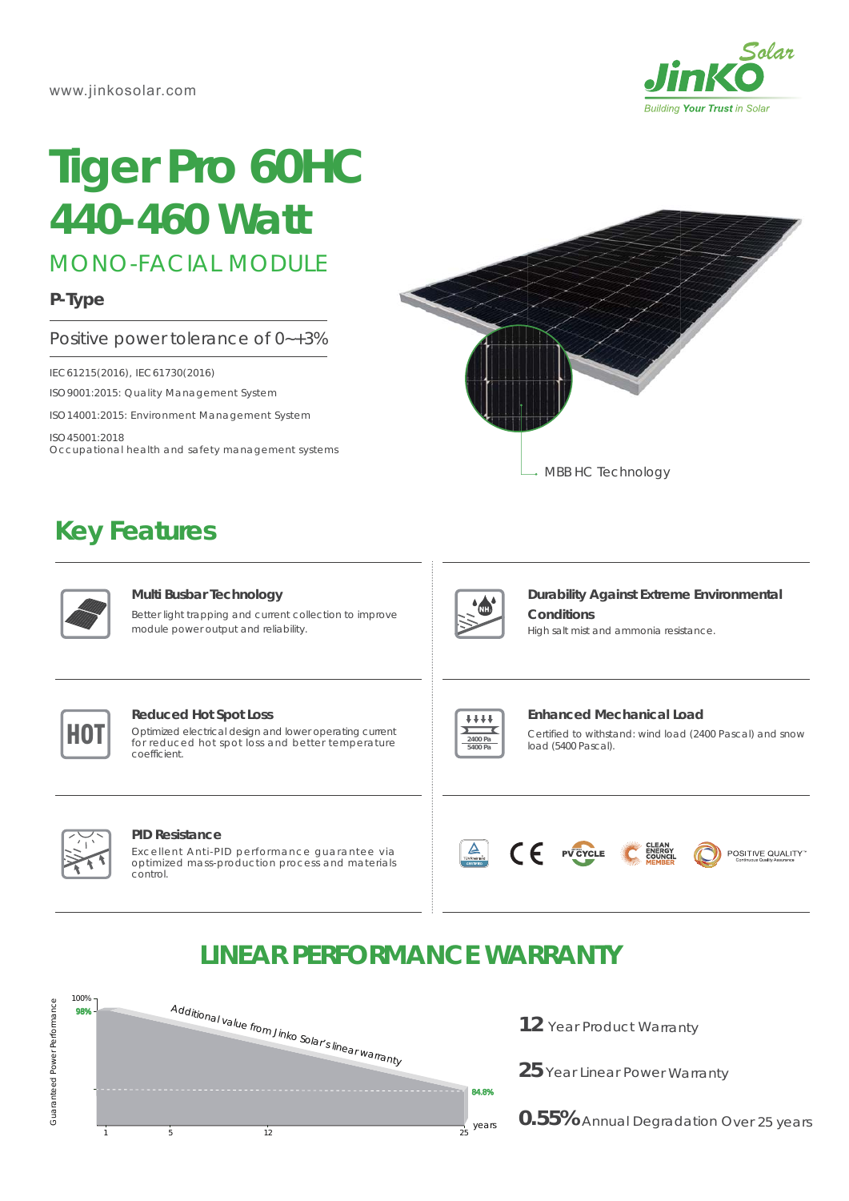www.jinkosolar.com

JinKO Solar
*Building Your Trust in Solar*

# Tiger Pro 60HC 440-460 Watt

## MONO-FACIAL MODULE

**P-Type**

Positive power tolerance of 0~+3%

IEC61215(2016), IEC61730(2016)

ISO9001:2015: Quality Management System

ISO14001:2015: Environment Management System

ISO45001:2018
Occupational health and safety management systems

MBB HC Technology

## Key Features

**Multi Busbar Technology**
Better light trapping and current collection to improve module power output and reliability.

**Durability Against Extreme Environmental Conditions**
High salt mist and ammonia resistance.

**Reduced Hot Spot Loss**
Optimized electrical design and lower operating current for reduced hot spot loss and better temperature coefficient.

**Enhanced Mechanical Load**
Certified to withstand: wind load (2400 Pascal) and snow load (5400 Pascal).

**PID Resistance**
Excellent Anti-PID performance guarantee via optimized mass-production process and materials control.

## LINEAR PERFORMANCE WARRANTY

Guaranteed Power Performance: 100%, 98%, 84.8%; years: 1, 5, 12, 25

*Additional value from Jinko Solar's linear warranty*

**12** Year Product Warranty

**25** Year Linear Power Warranty

**0.55%** Annual Degradation Over 25 years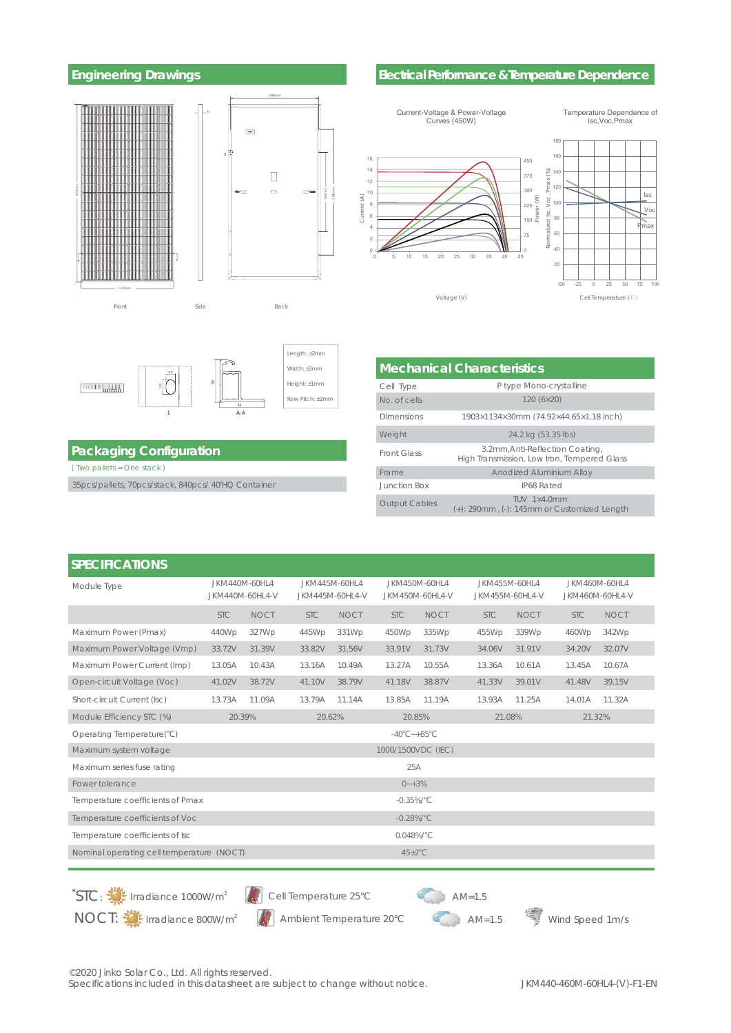## Engineering Drawings

Front Side Back

I A-A

Length: ±2mm
Width: ±2mm
Height: ±1mm
Row Pitch: ±2mm

## Electrical Performance & Temperature Dependence

Current-Voltage & Power-Voltage Curves (450W)

Current (A)
Power (W)
Voltage (V)

Temperature Dependence of Isc,Voc,Pmax

Isc
Voc
Pmax
Normalized Isc, Voc, Pmax (%)
Cell Temperature (℃)

## Packaging Configuration

( Two pallets = One stack )

35pcs/pallets, 70pcs/stack, 840pcs/ 40'HQ Container

## Mechanical Characteristics

| | |
|---|---|
| Cell Type | P type Mono-crystalline |
| No. of cells | 120 (6×20) |
| Dimensions | 1903×1134×30mm (74.92×44.65×1.18 inch) |
| Weight | 24.2 kg (53.35 lbs) |
| Front Glass | 3.2mm,Anti-Reflection Coating, High Transmission, Low Iron, Tempered Glass |
| Frame | Anodized Aluminium Alloy |
| Junction Box | IP68 Rated |
| Output Cables | TUV 1×4.0mm (+): 290mm , (-): 145mm or Customized Length |

## SPECIFICATIONS

| Module Type | JKM440M-60HL4 JKM440M-60HL4-V | | JKM445M-60HL4 JKM445M-60HL4-V | | JKM450M-60HL4 JKM450M-60HL4-V | | JKM455M-60HL4 JKM455M-60HL4-V | | JKM460M-60HL4 JKM460M-60HL4-V | |
|---|---|---|---|---|---|---|---|---|---|---|
| | STC | NOCT | STC | NOCT | STC | NOCT | STC | NOCT | STC | NOCT |
| Maximum Power (Pmax) | 440Wp | 327Wp | 445Wp | 331Wp | 450Wp | 335Wp | 455Wp | 339Wp | 460Wp | 342Wp |
| Maximum Power Voltage (Vmp) | 33.72V | 31.39V | 33.82V | 31.56V | 33.91V | 31.73V | 34.06V | 31.91V | 34.20V | 32.07V |
| Maximum Power Current (Imp) | 13.05A | 10.43A | 13.16A | 10.49A | 13.27A | 10.55A | 13.36A | 10.61A | 13.45A | 10.67A |
| Open-circuit Voltage (Voc) | 41.02V | 38.72V | 41.10V | 38.79V | 41.18V | 38.87V | 41.33V | 39.01V | 41.48V | 39.15V |
| Short-circuit Current (Isc) | 13.73A | 11.09A | 13.79A | 11.14A | 13.85A | 11.19A | 13.93A | 11.25A | 14.01A | 11.32A |
| Module Efficiency STC (%) | 20.39% | | 20.62% | | 20.85% | | 21.08% | | 21.32% | |
| Operating Temperature(℃) | -40℃~+85℃ | | | | | | | | | |
| Maximum system voltage | 1000/1500VDC (IEC) | | | | | | | | | |
| Maximum series fuse rating | 25A | | | | | | | | | |
| Power tolerance | 0~+3% | | | | | | | | | |
| Temperature coefficients of Pmax | -0.35%/℃ | | | | | | | | | |
| Temperature coefficients of Voc | -0.28%/℃ | | | | | | | | | |
| Temperature coefficients of Isc | 0.048%/℃ | | | | | | | | | |
| Nominal operating cell temperature (NOCT) | 45±2℃ | | | | | | | | | |

*STC: Irradiance 1000W/m² Cell Temperature 25℃ AM=1.5

NOCT: Irradiance 800W/m² Ambient Temperature 20℃ AM=1.5 Wind Speed 1m/s

©2020 Jinko Solar Co., Ltd. All rights reserved.
Specifications included in this datasheet are subject to change without notice.

JKM440-460M-60HL4-(V)-F1-EN